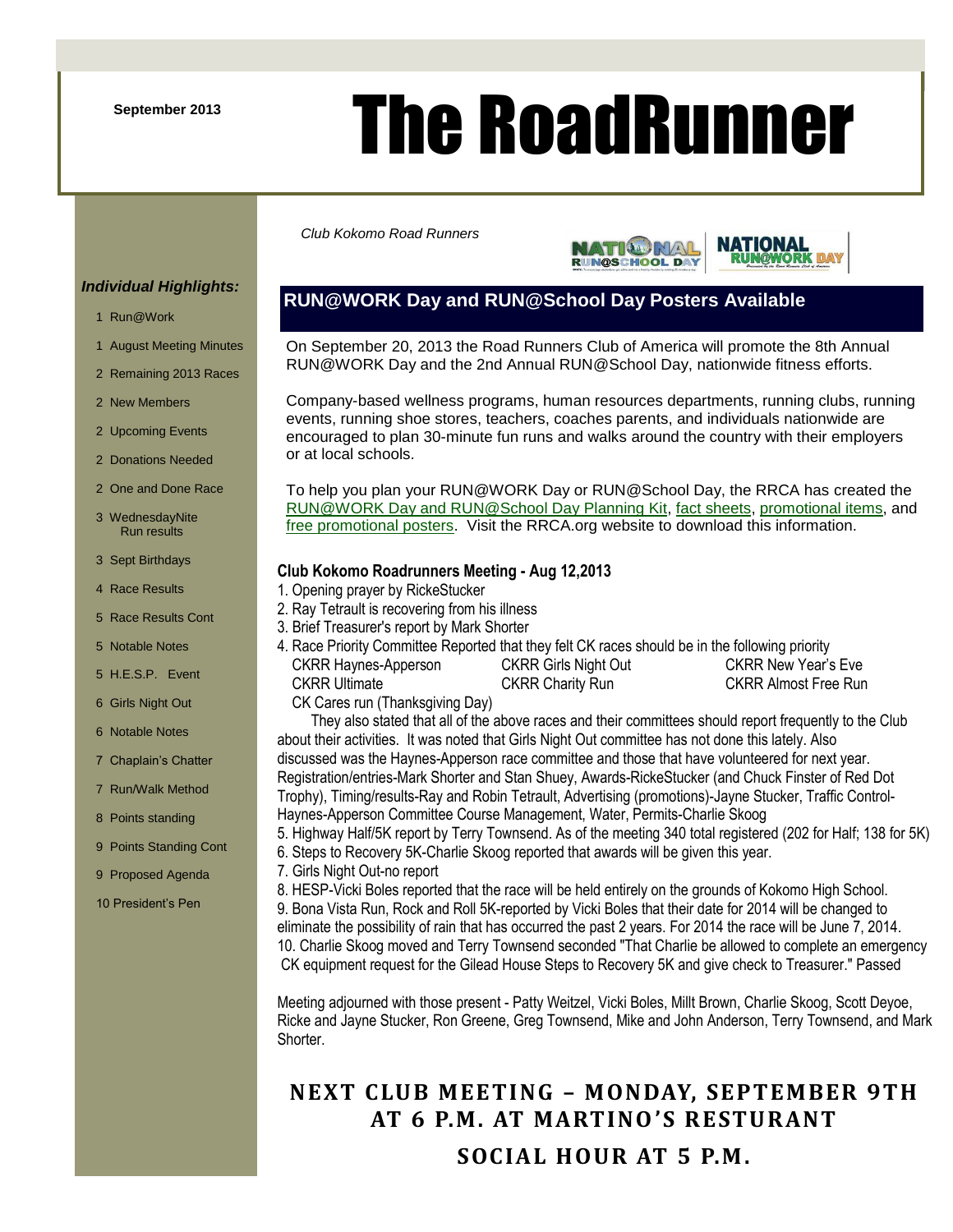September 2013

# The RoadRunner

*Club Kokomo Road Runners*

***Individual Highlights:***

- 1 Run@Work
- 1 August Meeting Minutes
- 2 Remaining 2013 Races
- 2 New Members
- 2 Upcoming Events
- 2 Donations Needed
- 2 One and Done Race
- 3 WednesdayNite Run results
- 3 Sept Birthdays
- 4 Race Results
- 5 Race Results Cont
- 5 Notable Notes
- 5 H.E.S.P. Event
- 6 Girls Night Out
- 6 Notable Notes
- 7 Chaplain's Chatter
- 7 Run/Walk Method
- 8 Points standing
- 9 Points Standing Cont
- 9 Proposed Agenda
- 10 President's Pen

## RUN@WORK Day and RUN@School Day Posters Available

On September 20, 2013 the Road Runners Club of America will promote the 8th Annual RUN@WORK Day and the 2nd Annual RUN@School Day, nationwide fitness efforts.

Company-based wellness programs, human resources departments, running clubs, running events, running shoe stores, teachers, coaches parents, and individuals nationwide are encouraged to plan 30-minute fun runs and walks around the country with their employers or at local schools.

To help you plan your RUN@WORK Day or RUN@School Day, the RRCA has created the RUN@WORK Day and RUN@School Day Planning Kit, fact sheets, promotional items, and free promotional posters. Visit the RRCA.org website to download this information.

### Club Kokomo Roadrunners Meeting - Aug 12,2013

1. Opening prayer by RickeStucker
2. Ray Tetrault is recovering from his illness
3. Brief Treasurer's report by Mark Shorter
4. Race Priority Committee Reported that they felt CK races should be in the following priority
   CKRR Haynes-Apperson, CKRR Girls Night Out, CKRR New Year's Eve, CKRR Ultimate, CKRR Charity Run, CKRR Almost Free Run, CK Cares run (Thanksgiving Day)

   They also stated that all of the above races and their committees should report frequently to the Club about their activities. It was noted that Girls Night Out committee has not done this lately. Also discussed was the Haynes-Apperson race committee and those that have volunteered for next year. Registration/entries-Mark Shorter and Stan Shuey, Awards-RickeStucker (and Chuck Finster of Red Dot Trophy), Timing/results-Ray and Robin Tetrault, Advertising (promotions)-Jayne Stucker, Traffic Control-Haynes-Apperson Committee Course Management, Water, Permits-Charlie Skoog
5. Highway Half/5K report by Terry Townsend. As of the meeting 340 total registered (202 for Half; 138 for 5K)
6. Steps to Recovery 5K-Charlie Skoog reported that awards will be given this year.
7. Girls Night Out-no report
8. HESP-Vicki Boles reported that the race will be held entirely on the grounds of Kokomo High School.
9. Bona Vista Run, Rock and Roll 5K-reported by Vicki Boles that their date for 2014 will be changed to eliminate the possibility of rain that has occurred the past 2 years. For 2014 the race will be June 7, 2014.
10. Charlie Skoog moved and Terry Townsend seconded "That Charlie be allowed to complete an emergency CK equipment request for the Gilead House Steps to Recovery 5K and give check to Treasurer." Passed

Meeting adjourned with those present - Patty Weitzel, Vicki Boles, Millt Brown, Charlie Skoog, Scott Deyoe, Ricke and Jayne Stucker, Ron Greene, Greg Townsend, Mike and John Anderson, Terry Townsend, and Mark Shorter.

## NEXT CLUB MEETING – MONDAY, SEPTEMBER 9TH AT 6 P.M. AT MARTINO'S RESTURANT

## SOCIAL HOUR AT 5 P.M.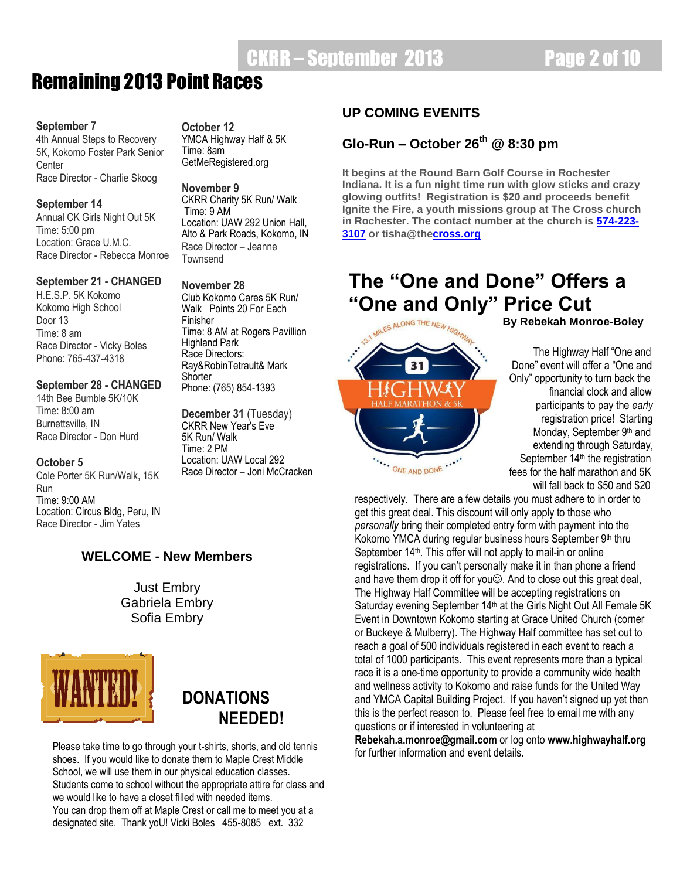# Remaining 2013 Point Races

**September 7**
4th Annual Steps to Recovery 5K, Kokomo Foster Park Senior Center
Race Director - Charlie Skoog

**September 14**
Annual CK Girls Night Out 5K
Time: 5:00 pm
Location: Grace U.M.C.
Race Director - Rebecca Monroe

**September 21 - CHANGED**
H.E.S.P. 5K Kokomo
Kokomo High School
Door 13
Time: 8 am
Race Director - Vicky Boles
Phone: 765-437-4318

**September 28 - CHANGED**
14th Bee Bumble 5K/10K
Time: 8:00 am
Burnettsville, IN
Race Director - Don Hurd

**October 5**
Cole Porter 5K Run/Walk, 15K Run
Time: 9:00 AM
Location: Circus Bldg, Peru, IN
Race Director - Jim Yates

**October 12**
YMCA Highway Half & 5K
Time: 8am
GetMeRegistered.org

**November 9**
CKRR Charity 5K Run/ Walk
Time: 9 AM
Location: UAW 292 Union Hall, Alto & Park Roads, Kokomo, IN
Race Director – Jeanne Townsend

**November 28**
Club Kokomo Cares 5K Run/ Walk Points 20 For Each Finisher
Time: 8 AM at Rogers Pavillion Highland Park
Race Directors: Ray&RobinTetrault& Mark Shorter
Phone: (765) 854-1393

**December 31** (Tuesday)
CKRR New Year's Eve 5K Run/ Walk
Time: 2 PM
Location: UAW Local 292
Race Director – Joni McCracken

## WELCOME - New Members

Just Embry
Gabriela Embry
Sofia Embry

## WANTED! DONATIONS NEEDED!

Please take time to go through your t-shirts, shorts, and old tennis shoes. If you would like to donate them to Maple Crest Middle School, we will use them in our physical education classes. Students come to school without the appropriate attire for class and we would like to have a closet filled with needed items.
You can drop them off at Maple Crest or call me to meet you at a designated site. Thank yoU! Vicki Boles 455-8085 ext. 332

## UP COMING EVENITS

### Glo-Run – October 26th @ 8:30 pm

**It begins at the Round Barn Golf Course in Rochester Indiana. It is a fun night time run with glow sticks and crazy glowing outfits! Registration is $20 and proceeds benefit Ignite the Fire, a youth missions group at The Cross church in Rochester. The contact number at the church is 574-223-3107 or tisha@thecross.org**

## The "One and Done" Offers a "One and Only" Price Cut

**By Rebekah Monroe-Boley**

The Highway Half "One and Done" event will offer a "One and Only" opportunity to turn back the financial clock and allow participants to pay the *early* registration price! Starting Monday, September 9th and extending through Saturday, September 14th the registration fees for the half marathon and 5K will fall back to $50 and $20 respectively. There are a few details you must adhere to in order to get this great deal. This discount will only apply to those who *personally* bring their completed entry form with payment into the Kokomo YMCA during regular business hours September 9th thru September 14th. This offer will not apply to mail-in or online registrations. If you can't personally make it in than phone a friend and have them drop it off for you☺. And to close out this great deal, The Highway Half Committee will be accepting registrations on Saturday evening September 14th at the Girls Night Out All Female 5K Event in Downtown Kokomo starting at Grace United Church (corner or Buckeye & Mulberry). The Highway Half committee has set out to reach a goal of 500 individuals registered in each event to reach a total of 1000 participants. This event represents more than a typical race it is a one-time opportunity to provide a community wide health and wellness activity to Kokomo and raise funds for the United Way and YMCA Capital Building Project. If you haven't signed up yet then this is the perfect reason to. Please feel free to email me with any questions or if interested in volunteering at **Rebekah.a.monroe@gmail.com** or log onto **www.highwayhalf.org** for further information and event details.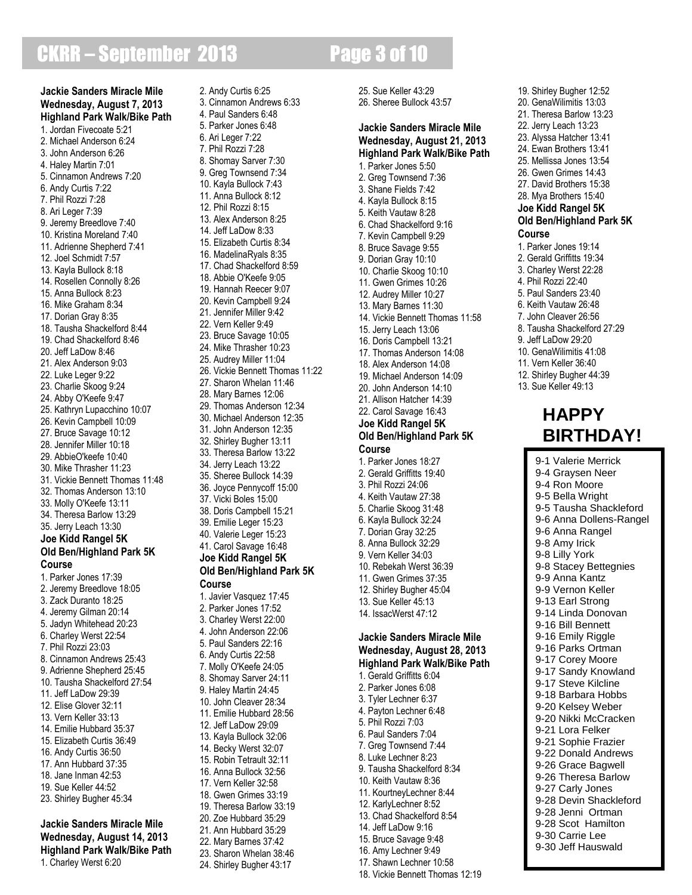**Jackie Sanders Miracle Mile**
**Wednesday, August 7, 2013**
**Highland Park Walk/Bike Path**

1. Jordan Fivecoate 5:21
2. Michael Anderson 6:24
3. John Anderson 6:26
4. Haley Martin 7:01
5. Cinnamon Andrews 7:20
6. Andy Curtis 7:22
7. Phil Rozzi 7:28
8. Ari Leger 7:39
9. Jeremy Breedlove 7:40
10. Kristina Moreland 7:40
11. Adrienne Shepherd 7:41
12. Joel Schmidt 7:57
13. Kayla Bullock 8:18
14. Rosellen Connolly 8:26
15. Anna Bullock 8:23
16. Mike Graham 8:34
17. Dorian Gray 8:35
18. Tausha Shackelford 8:44
19. Chad Shackelford 8:46
20. Jeff LaDow 8:46
21. Alex Anderson 9:03
22. Luke Leger 9:22
23. Charlie Skoog 9:24
24. Abby O'Keefe 9:47
25. Kathryn Lupacchino 10:07
26. Kevin Campbell 10:09
27. Bruce Savage 10:12
28. Jennifer Miller 10:18
29. AbbieO'keefe 10:40
30. Mike Thrasher 11:23
31. Vickie Bennett Thomas 11:48
32. Thomas Anderson 13:10
33. Molly O'Keefe 13:11
34. Theresa Barlow 13:29
35. Jerry Leach 13:30

**Joe Kidd Rangel 5K**
**Old Ben/Highland Park 5K Course**

1. Parker Jones 17:39
2. Jeremy Breedlove 18:05
3. Zack Duranto 18:25
4. Jeremy Gilman 20:14
5. Jadyn Whitehead 20:23
6. Charley Werst 22:54
7. Phil Rozzi 23:03
8. Cinnamon Andrews 25:43
9. Adrienne Shepherd 25:45
10. Tausha Shackelford 27:54
11. Jeff LaDow 29:39
12. Elise Glover 32:11
13. Vern Keller 33:13
14. Emilie Hubbard 35:37
15. Elizabeth Curtis 36:49
16. Andy Curtis 36:50
17. Ann Hubbard 37:35
18. Jane Inman 42:53
19. Sue Keller 44:52
23. Shirley Bugher 45:34

**Jackie Sanders Miracle Mile**
**Wednesday, August 14, 2013**
**Highland Park Walk/Bike Path**

1. Charley Werst 6:20
2. Andy Curtis 6:25
3. Cinnamon Andrews 6:33
4. Paul Sanders 6:48
5. Parker Jones 6:48
6. Ari Leger 7:22
7. Phil Rozzi 7:28
8. Shomay Sarver 7:30
9. Greg Townsend 7:34
10. Kayla Bullock 7:43
11. Anna Bullock 8:12
12. Phil Rozzi 8:15
13. Alex Anderson 8:25
14. Jeff LaDow 8:33
15. Elizabeth Curtis 8:34
16. MadelinaRyals 8:35
17. Chad Shackelford 8:59
18. Abbie O'Keefe 9:05
19. Hannah Reecer 9:07
20. Kevin Campbell 9:24
21. Jennifer Miller 9:42
22. Vern Keller 9:49
23. Bruce Savage 10:05
24. Mike Thrasher 10:23
25. Audrey Miller 11:04
26. Vickie Bennett Thomas 11:22
27. Sharon Whelan 11:46
28. Mary Barnes 12:06
29. Thomas Anderson 12:34
30. Michael Anderson 12:35
31. John Anderson 12:35
32. Shirley Bugher 13:11
33. Theresa Barlow 13:22
34. Jerry Leach 13:22
35. Sheree Bullock 14:39
36. Joyce Pennycoff 15:00
37. Vicki Boles 15:00
38. Doris Campbell 15:21
39. Emilie Leger 15:23
40. Valerie Leger 15:23
41. Carol Savage 16:48

**Joe Kidd Rangel 5K**
**Old Ben/Highland Park 5K Course**

1. Javier Vasquez 17:45
2. Parker Jones 17:52
3. Charley Werst 22:00
4. John Anderson 22:06
5. Paul Sanders 22:16
6. Andy Curtis 22:58
7. Molly O'Keefe 24:05
8. Shomay Sarver 24:11
9. Haley Martin 24:45
10. John Cleaver 28:34
11. Emilie Hubbard 28:56
12. Jeff LaDow 29:09
13. Kayla Bullock 32:06
14. Becky Werst 32:07
15. Robin Tetrault 32:11
16. Anna Bullock 32:56
17. Vern Keller 32:58
18. Gwen Grimes 33:19
19. Theresa Barlow 33:19
20. Zoe Hubbard 35:29
21. Ann Hubbard 35:29
22. Mary Barnes 37:42
23. Sharon Whelan 38:46
24. Shirley Bugher 43:17
25. Sue Keller 43:29
26. Sheree Bullock 43:57

**Jackie Sanders Miracle Mile**
**Wednesday, August 21, 2013**
**Highland Park Walk/Bike Path**

1. Parker Jones 5:50
2. Greg Townsend 7:36
3. Shane Fields 7:42
4. Kayla Bullock 8:15
5. Keith Vautaw 8:28
6. Chad Shackelford 9:16
7. Kevin Campbell 9:29
8. Bruce Savage 9:55
9. Dorian Gray 10:10
10. Charlie Skoog 10:10
11. Gwen Grimes 10:26
12. Audrey Miller 10:27
13. Mary Barnes 11:30
14. Vickie Bennett Thomas 11:58
15. Jerry Leach 13:06
16. Doris Campbell 13:21
17. Thomas Anderson 14:08
18. Alex Anderson 14:08
19. Michael Anderson 14:09
20. John Anderson 14:10
21. Allison Hatcher 14:39
22. Carol Savage 16:43

**Joe Kidd Rangel 5K**
**Old Ben/Highland Park 5K Course**

1. Parker Jones 18:27
2. Gerald Griffitts 19:40
3. Phil Rozzi 24:06
4. Keith Vautaw 27:38
5. Charlie Skoog 31:48
6. Kayla Bullock 32:24
7. Dorian Gray 32:25
8. Anna Bullock 32:29
9. Vern Keller 34:03
10. Rebekah Werst 36:39
11. Gwen Grimes 37:35
12. Shirley Bugher 45:04
13. Sue Keller 45:13
14. IssacWerst 47:12

**Jackie Sanders Miracle Mile**
**Wednesday, August 28, 2013**
**Highland Park Walk/Bike Path**

1. Gerald Griffitts 6:04
2. Parker Jones 6:08
3. Tyler Lechner 6:37
4. Payton Lechner 6:48
5. Phil Rozzi 7:03
6. Paul Sanders 7:04
7. Greg Townsend 7:44
8. Luke Lechner 8:23
9. Tausha Shackelford 8:34
10. Keith Vautaw 8:36
11. KourtneyLechner 8:44
12. KarlyLechner 8:52
13. Chad Shackelford 8:54
14. Jeff LaDow 9:16
15. Bruce Savage 9:48
16. Amy Lechner 9:49
17. Shawn Lechner 10:58
18. Vickie Bennett Thomas 12:19
19. Shirley Bugher 12:52
20. GenaWilimitis 13:03
21. Theresa Barlow 13:23
22. Jerry Leach 13:23
23. Alyssa Hatcher 13:41
24. Ewan Brothers 13:41
25. Mellissa Jones 13:54
26. Gwen Grimes 14:43
27. David Brothers 15:38
28. Mya Brothers 15:40

**Joe Kidd Rangel 5K**
**Old Ben/Highland Park 5K Course**

1. Parker Jones 19:14
2. Gerald Griffitts 19:34
3. Charley Werst 22:28
4. Phil Rozzi 22:40
5. Paul Sanders 23:40
6. Keith Vautaw 26:48
7. John Cleaver 26:56
8. Tausha Shackelford 27:29
9. Jeff LaDow 29:20
10. GenaWilimitis 41:08
11. Vern Keller 36:40
12. Shirley Bugher 44:39
13. Sue Keller 49:13

## HAPPY BIRTHDAY!

9-1 Valerie Merrick
9-4 Graysen Neer
9-4 Ron Moore
9-5 Bella Wright
9-5 Tausha Shackleford
9-6 Anna Dollens-Rangel
9-6 Anna Rangel
9-8 Amy Irick
9-8 Lilly York
9-8 Stacey Bettegnies
9-9 Anna Kantz
9-9 Vernon Keller
9-13 Earl Strong
9-14 Linda Donovan
9-16 Bill Bennett
9-16 Emily Riggle
9-16 Parks Ortman
9-17 Corey Moore
9-17 Sandy Knowland
9-17 Steve Kilcline
9-18 Barbara Hobbs
9-20 Kelsey Weber
9-20 Nikki McCracken
9-21 Lora Felker
9-21 Sophie Frazier
9-22 Donald Andrews
9-26 Grace Bagwell
9-26 Theresa Barlow
9-27 Carly Jones
9-28 Devin Shackleford
9-28 Jenni Ortman
9-28 Scot Hamilton
9-30 Carrie Lee
9-30 Jeff Hauswald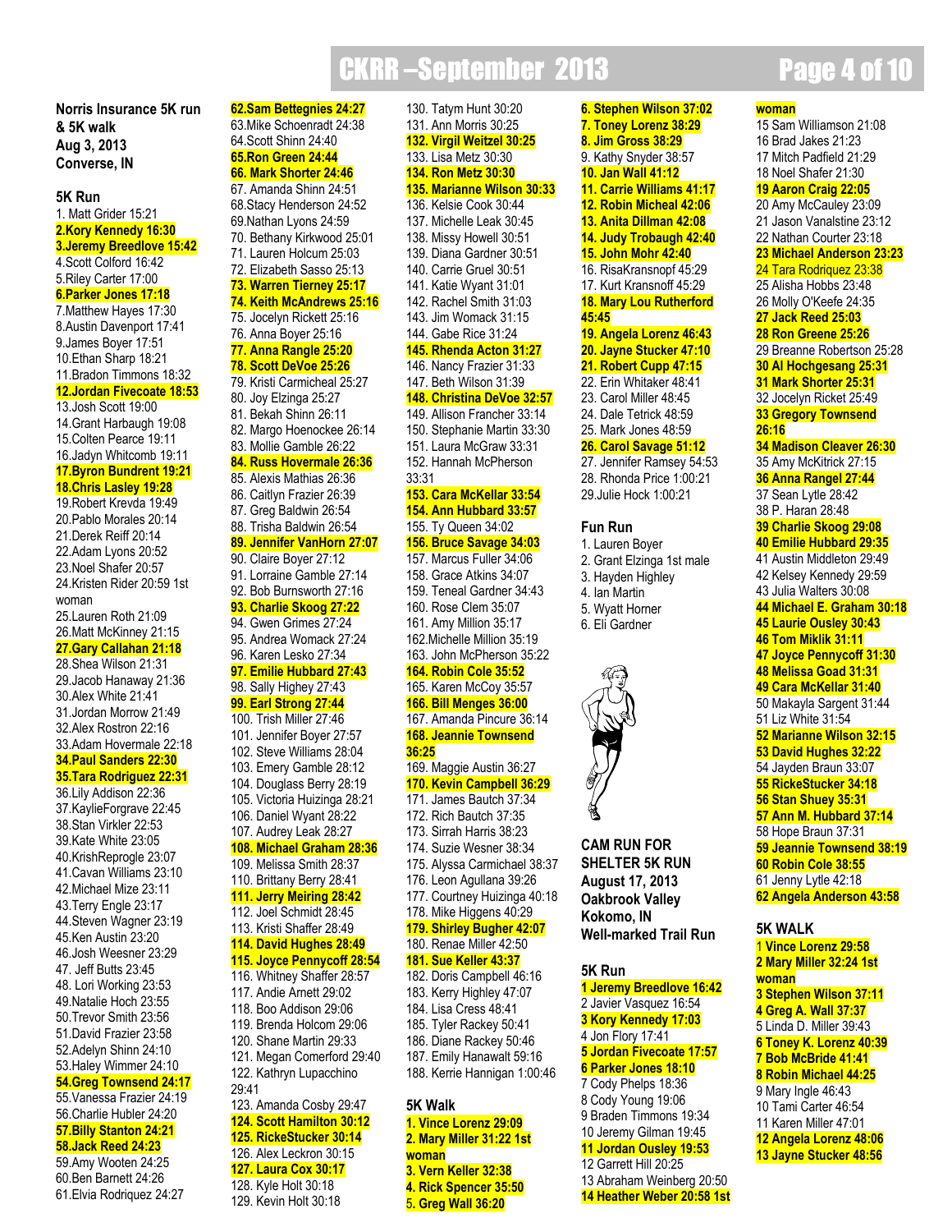**Norris Insurance 5K run & 5K walk**
**Aug 3, 2013**
**Converse, IN**

**5K Run**

1. Matt Grider 15:21
2. **Kory Kennedy 16:30**
3. **Jeremy Breedlove 15:42**
4. Scott Colford 16:42
5. Riley Carter 17:00
6. **Parker Jones 17:18**
7. Matthew Hayes 17:30
8. Austin Davenport 17:41
9. James Boyer 17:51
10. Ethan Sharp 18:21
11. Bradon Timmons 18:32
12. **Jordan Fivecoate 18:53**
13. Josh Scott 19:00
14. Grant Harbaugh 19:08
15. Colten Pearce 19:11
16. Jadyn Whitcomb 19:11
17. **Byron Bundrent 19:21**
18. **Chris Lasley 19:28**
19. Robert Krevda 19:49
20. Pablo Morales 20:14
21. Derek Reiff 20:14
22. Adam Lyons 20:52
23. Noel Shafer 20:57
24. Kristen Rider 20:59 1st woman
25. Lauren Roth 21:09
26. Matt McKinney 21:15
27. **Gary Callahan 21:18**
28. Shea Wilson 21:31
29. Jacob Hanaway 21:36
30. Alex White 21:41
31. Jordan Morrow 21:49
32. Alex Rostron 22:16
33. Adam Hovermale 22:18
34. **Paul Sanders 22:30**
35. **Tara Rodriguez 22:31**
36. Lily Addison 22:36
37. KaylieForgrave 22:45
38. Stan Virkler 22:53
39. Kate White 23:05
40. KrishReprogle 23:07
41. Cavan Williams 23:10
42. Michael Mize 23:11
43. Terry Engle 23:17
44. Steven Wagner 23:19
45. Ken Austin 23:20
46. Josh Weesner 23:29
47. Jeff Butts 23:45
48. Lori Working 23:53
49. Natalie Hoch 23:55
50. Trevor Smith 23:56
51. David Frazier 23:58
52. Adelyn Shinn 24:10
53. Haley Wimmer 24:10
54. **Greg Townsend 24:17**
55. Vanessa Frazier 24:19
56. Charlie Hubler 24:20
57. **Billy Stanton 24:21**
58. **Jack Reed 24:23**
59. Amy Wooten 24:25
60. Ben Barnett 24:26
61. Elvia Rodriquez 24:27
62. **Sam Bettegnies 24:27**
63. Mike Schoenradt 24:38
64. Scott Shinn 24:40
65. **Ron Green 24:44**
66. **Mark Shorter 24:46**
67. Amanda Shinn 24:51
68. Stacy Henderson 24:52
69. Nathan Lyons 24:59
70. Bethany Kirkwood 25:01
71. Lauren Holcum 25:03
72. Elizabeth Sasso 25:13
73. **Warren Tierney 25:17**
74. **Keith McAndrews 25:16**
75. Jocelyn Rickett 25:16
76. Anna Boyer 25:16
77. **Anna Rangle 25:20**
78. **Scott DeVoe 25:26**
79. Kristi Carmicheal 25:27
80. Joy Elzinga 25:27
81. Bekah Shinn 26:11
82. Margo Hoenockee 26:14
83. Mollie Gamble 26:22
84. **Russ Hovermale 26:36**
85. Alexis Mathias 26:36
86. Caitlyn Frazier 26:39
87. Greg Baldwin 26:54
88. Trisha Baldwin 26:54
89. **Jennifer VanHorn 27:07**
90. Claire Boyer 27:12
91. Lorraine Gamble 27:14
92. Bob Burnsworth 27:16
93. **Charlie Skoog 27:22**
94. Gwen Grimes 27:24
95. Andrea Womack 27:24
96. Karen Lesko 27:34
97. **Emilie Hubbard 27:43**
98. Sally Highey 27:43
99. **Earl Strong 27:44**
100. Trish Miller 27:46
101. Jennifer Boyer 27:57
102. Steve Williams 28:04
103. Emery Gamble 28:12
104. Douglass Berry 28:19
105. Victoria Huizinga 28:21
106. Daniel Wyant 28:22
107. Audrey Leak 28:27
108. **Michael Graham 28:36**
109. Melissa Smith 28:37
110. Brittany Berry 28:41
111. **Jerry Meiring 28:42**
112. Joel Schmidt 28:45
113. Kristi Shaffer 28:49
114. **David Hughes 28:49**
115. **Joyce Pennycoff 28:54**
116. Whitney Shaffer 28:57
117. Andie Arnett 29:02
118. Boo Addison 29:06
119. Brenda Holcom 29:06
120. Shane Martin 29:33
121. Megan Comerford 29:40
122. Kathryn Lupacchino 29:41
123. Amanda Cosby 29:47
124. **Scott Hamilton 30:12**
125. **RickeStucker 30:14**
126. Alex Leckron 30:15
127. **Laura Cox 30:17**
128. Kyle Holt 30:18
129. Kevin Holt 30:18
130. Tatym Hunt 30:20
131. Ann Morris 30:25
132. **Virgil Weitzel 30:25**
133. Lisa Metz 30:30
134. **Ron Metz 30:30**
135. **Marianne Wilson 30:33**
136. Kelsie Cook 30:44
137. Michelle Leak 30:45
138. Missy Howell 30:51
139. Diana Gardner 30:51
140. Carrie Gruel 30:51
141. Katie Wyant 31:01
142. Rachel Smith 31:03
143. Jim Womack 31:15
144. Gabe Rice 31:24
145. **Rhenda Acton 31:27**
146. Nancy Frazier 31:33
147. Beth Wilson 31:39
148. **Christina DeVoe 32:57**
149. Allison Francher 33:14
150. Stephanie Martin 33:30
151. Laura McGraw 33:31
152. Hannah McPherson 33:31
153. **Cara McKellar 33:54**
154. **Ann Hubbard 33:57**
155. Ty Queen 34:02
156. **Bruce Savage 34:03**
157. Marcus Fuller 34:06
158. Grace Atkins 34:07
159. Teneal Gardner 34:43
160. Rose Clem 35:07
161. Amy Million 35:17
162. Michelle Million 35:19
163. John McPherson 35:22
164. **Robin Cole 35:52**
165. Karen McCoy 35:57
166. **Bill Menges 36:00**
167. Amanda Pincure 36:14
168. **Jeannie Townsend 36:25**
169. Maggie Austin 36:27
170. **Kevin Campbell 36:29**
171. James Bautch 37:34
172. Rich Bautch 37:35
173. Sirrah Harris 38:23
174. Suzie Wesner 38:34
175. Alyssa Carmichael 38:37
176. Leon Agullana 39:26
177. Courtney Huizinga 40:18
178. Mike Higgens 40:29
179. **Shirley Bugher 42:07**
180. Renae Miller 42:50
181. **Sue Keller 43:37**
182. Doris Campbell 46:16
183. Kerry Highley 47:07
184. Lisa Cress 48:41
185. Tyler Rackey 50:41
186. Diane Rackey 50:46
187. Emily Hanawalt 59:16
188. Kerrie Hannigan 1:00:46

**5K Walk**

1. **Vince Lorenz 29:09**
2. **Mary Miller 31:22 1st woman**
3. **Vern Keller 32:38**
4. **Rick Spencer 35:50**
5. **Greg Wall 36:20**
6. **Stephen Wilson 37:02**
7. **Toney Lorenz 38:29**
8. **Jim Gross 38:29**
9. Kathy Snyder 38:57
10. **Jan Wall 41:12**
11. **Carrie Williams 41:17**
12. **Robin Micheal 42:06**
13. **Anita Dillman 42:08**
14. **Judy Trobaugh 42:40**
15. **John Mohr 42:40**
16. RisaKransnopf 45:29
17. Kurt Kransnoff 45:29
18. **Mary Lou Rutherford 45:45**
19. **Angela Lorenz 46:43**
20. **Jayne Stucker 47:10**
21. **Robert Cupp 47:15**
22. Erin Whitaker 48:41
23. Carol Miller 48:45
24. Dale Tetrick 48:59
25. Mark Jones 48:59
26. **Carol Savage 51:12**
27. Jennifer Ramsey 54:53
28. Rhonda Price 1:00:21
29. Julie Hock 1:00:21

**Fun Run**

1. Lauren Boyer
2. Grant Elzinga 1st male
3. Hayden Highley
4. Ian Martin
5. Wyatt Horner
6. Eli Gardner

**CAM RUN FOR SHELTER 5K RUN**
**August 17, 2013**
**Oakbrook Valley**
**Kokomo, IN**
**Well-marked Trail Run**

**5K Run**

1. **Jeremy Breedlove 16:42**
2. Javier Vasquez 16:54
3. **Kory Kennedy 17:03**
4. Jon Flory 17:41
5. **Jordan Fivecoate 17:57**
6. **Parker Jones 18:10**
7. Cody Phelps 18:36
8. Cody Young 19:06
9. Braden Timmons 19:34
10. Jeremy Gilman 19:45
11. **Jordan Ousley 19:53**
12. Garrett Hill 20:25
13. Abraham Weinberg 20:50
14. **Heather Weber 20:58 1st woman**
15. Sam Williamson 21:08
16. Brad Jakes 21:23
17. Mitch Padfield 21:29
18. Noel Shafer 21:30
19. **Aaron Craig 22:05**
20. Amy McCauley 23:09
21. Jason Vanalstine 23:12
22. Nathan Courter 23:18
23. **Michael Anderson 23:23**
24. Tara Rodriquez 23:38
25. Alisha Hobbs 23:48
26. Molly O'Keefe 24:35
27. **Jack Reed 25:03**
28. **Ron Greene 25:26**
29. Breanne Robertson 25:28
30. **Al Hochgesang 25:31**
31. **Mark Shorter 25:31**
32. Jocelyn Ricket 25:49
33. **Gregory Townsend 26:16**
34. **Madison Cleaver 26:30**
35. Amy McKitrick 27:15
36. **Anna Rangel 27:44**
37. Sean Lytle 28:42
38. P. Haran 28:48
39. **Charlie Skoog 29:08**
40. **Emilie Hubbard 29:35**
41. Austin Middleton 29:49
42. Kelsey Kennedy 29:59
43. Julia Walters 30:08
44. **Michael E. Graham 30:18**
45. **Laurie Ousley 30:43**
46. **Tom Miklik 31:11**
47. **Joyce Pennycoff 31:30**
48. **Melissa Goad 31:31**
49. **Cara McKellar 31:40**
50. Makayla Sargent 31:44
51. Liz White 31:54
52. **Marianne Wilson 32:15**
53. **David Hughes 32:22**
54. Jayden Braun 33:07
55. **RickeStucker 34:18**
56. **Stan Shuey 35:31**
57. **Ann M. Hubbard 37:14**
58. Hope Braun 37:31
59. **Jeannie Townsend 38:19**
60. **Robin Cole 38:55**
61. Jenny Lytle 42:18
62. **Angela Anderson 43:58**

**5K WALK**

1. **Vince Lorenz 29:58**
2. **Mary Miller 32:24 1st woman**
3. **Stephen Wilson 37:11**
4. **Greg A. Wall 37:37**
5. Linda D. Miller 39:43
6. **Toney K. Lorenz 40:39**
7. **Bob McBride 41:41**
8. **Robin Michael 44:25**
9. Mary Ingle 46:43
10. Tami Carter 46:54
11. Karen Miller 47:01
12. **Angela Lorenz 48:06**
13. **Jayne Stucker 48:56**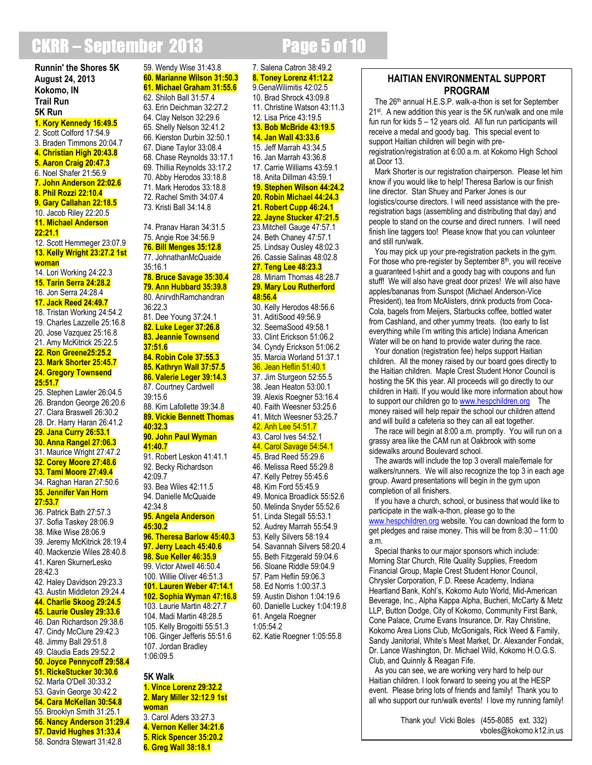## Runnin' the Shores 5K

**August 24, 2013**
**Kokomo, IN**
**Trail Run**

### 5K Run

1. **Kory Kennedy 16:49.5**
2. Scott Colford 17:54.9
3. Braden Timmons 20:04.7
4. **Christian High 20:43.8**
5. **Aaron Craig 20:47.3**
6. Noel Shafer 21:56.9
7. **John Anderson 22:02.6**
8. **Phil Rozzi 22:10.4**
9. **Gary Callahan 22:18.5**
10. Jacob Riley 22:20.5
11. **Michael Anderson 22:21.1**
12. Scott Hemmeger 23:07.9
13. **Kelly Wright 23:27.2 1st woman**
14. Lori Working 24:22.3
15. **Tarin Serra 24:28.2**
16. Jon Serra 24:28.4
17. **Jack Reed 24:49.7**
18. Tristan Working 24:54.2
19. Charles Lazzelle 25:16.8
20. Jose Vazquez 25:16.8
21. Amy McKitrick 25:22.5
22. **Ron Greene25:25.2**
23. **Mark Shorter 25:45.7**
24. **Gregory Townsend 25:51.7**
25. Stephen Lawler 26:04.5
26. Brandon George 26:20.6
27. Clara Braswell 26:30.2
28. Dr. Harry Haran 26:41.2
29. **Jana Curry 26:53.1**
30. **Anna Rangel 27:06.3**
31. Maurice Wright 27:47.2
32. **Corey Moore 27:48.6**
33. **Tami Moore 27:49.4**
34. Raghan Haran 27:50.6
35. **Jennifer Van Horn 27:53.7**
36. Patrick Bath 27:57.3
37. Sofia Taskey 28:06.9
38. Mike Wise 28:06.9
39. Jeremy McKitrick 28:19.4
40. Mackenzie Wiles 28:40.8
41. Karen SkurnerLesko 28:42.3
42. Haley Davidson 29:23.3
43. Austin Middleton 29:24.4
44. **Charlie Skoog 29:24.5**
45. **Laurie Ousley 29:33.6**
46. Dan Richardson 29:38.6
47. Cindy McClure 29:42.3
48. Jimmy Ball 29:51.8
49. Claudia Eads 29:52.2
50. **Joyce Pennycoff 29:58.4**
51. **RickeStucker 30:30.6**
52. Marla O'Dell 30:33.2
53. Gavin George 30:42.2
54. **Cara McKellan 30:54.8**
55. Brooklyn Smith 31:25.1
56. **Nancy Anderson 31:29.4**
57. **David Hughes 31:33.4**
58. Sondra Stewart 31:42.8
59. Wendy Wise 31:43.8
60. **Marianne Wilson 31:50.3**
61. **Michael Graham 31:55.6**
62. Shiloh Ball 31:57.4
63. Erin Deichman 32:27.2
64. Clay Nelson 32:29.6
65. Shelly Nelson 32:41.2
66. Kierston Durbin 32:50.1
67. Diane Taylor 33:08.4
68. Chase Reynolds 33:17.1
69. Thillia Reynolds 33:17.2
70. Abby Herodos 33:18.8
71. Mark Herodos 33:18.8
72. Rachel Smith 34:07.4
73. Kristi Ball 34:14.8
74. Pranav Haran 34:31.5
75. Angie Roe 34:56.9
76. **Bill Menges 35:12.8**
77. JohnathanMcQuaide 35:16.1
78. **Bruce Savage 35:30.4**
79. **Ann Hubbard 35:39.8**
80. AnirvdhRamchandran 36:22.3
81. Dee Young 37:24.1
82. **Luke Leger 37:26.8**
83. **Jeannie Townsend 37:51.6**
84. **Robin Cole 37:55.3**
85. **Kathryn Wall 37:57.5**
86. **Valerie Leger 39:14.3**
87. Courtney Cardwell 39:15.6
88. Kim Lafollette 39:34.8
89. **Vickie Bennett Thomas 40:32.3**
90. **John Paul Wyman 41:40.7**
91. Robert Leskon 41:41.1
92. Becky Richardson 42:09.7
93. Bea Wiles 42:11.5
94. Danielle McQuaide 42:34.8
95. **Angela Anderson 45:30.2**
96. **Theresa Barlow 45:40.3**
97. **Jerry Leach 45:40.6**
98. **Sue Keller 46:35.9**
99. Victor Atwell 46:50.4
100. Willie Oliver 46:51.3
101. **Lauren Weber 47:14.1**
102. **Sophia Wyman 47:16.8**
103. Laurie Martin 48:27.7
104. Madi Martin 48:28.5
105. Kelly Brogoitti 55:51.3
106. Ginger Jefferis 55:51.6
107. Jordan Bradley 1:06:09.5

### 5K Walk

1. **Vince Lorenz 29:32.2**
2. **Mary Miller 32:12.9 1st woman**
3. Carol Aders 33:27.3
4. **Vernon Keller 34:21.6**
5. **Rick Spencer 35:20.2**
6. **Greg Wall 38:18.1**
7. Salena Catron 38:49.2
8. **Toney Lorenz 41:12.2**
9. GenaWilimitis 42:02.5
10. Brad Shrock 43:09.8
11. Christine Watson 43:11.3
12. Lisa Price 43:19.5
13. **Bob McBride 43:19.5**
14. **Jan Wall 43:33.6**
15. Jeff Marrah 43:34.5
16. Jan Marrah 43:36.8
17. Carrie Williams 43:59.1
18. Anita Dillman 43:59.1
19. **Stephen Wilson 44:24.2**
20. **Robin Michael 44:24.3**
21. **Robert Cupp 46:24.1**
22. **Jayne Stucker 47:21.5**
23. Mitchell Gauge 47:57.1
24. Beth Chaney 47:57.1
25. Lindsay Ousley 48:02.3
26. Cassie Salinas 48:02.8
27. **Teng Lee 48:23.3**
28. Miriam Thomas 48:28.7
29. **Mary Lou Rutherford 48:56.4**
30. Kelly Herodos 48:56.6
31. AditiSood 49:56.9
32. SeemaSood 49:58.1
33. Clint Erickson 51:06.2
34. Cyndy Erickson 51:06.2
35. Marcia Worland 51:37.1
36. Jean Heflin 51:40.1
37. Jim Sturgeon 52:55.5
38. Jean Heaton 53:00.1
39. Alexis Roegner 53:16.4
40. Faith Weesner 53:25.6
41. Mitch Weesner 53:25.7
42. Anh Lee 54:51.7
43. Carol Ives 54:52.1
44. Carol Savage 54:54.1
45. Brad Reed 55:29.6
46. Melissa Reed 55:29.8
47. Kelly Petrey 55:45.6
48. Kim Ford 55:45.9
49. Monica Broadlick 55:52.6
50. Melinda Snyder 55:52.6
51. Linda Stegall 55:53.1
52. Audrey Marrah 55:54.9
53. Kelly Silvers 58:19.4
54. Savannah Silvers 58:20.4
55. Beth Fitzgerald 59:04.6
56. Sloane Riddle 59:04.9
57. Pam Heflin 59:06.3
58. Ed Norris 1:00:37.3
59. Austin Dishon 1:04:19.6
60. Danielle Luckey 1:04:19.8
61. Angela Roegner 1:05:54.2
62. Katie Roegner 1:05:55.8

## HAITIAN ENVIRONMENTAL SUPPORT PROGRAM

The 26th annual H.E.S.P. walk-a-thon is set for September 21st. A new addition this year is the 5K run/walk and one mile fun run for kids 5 – 12 years old. All fun run participants will receive a medal and goody bag. This special event to support Haitian children will begin with pre-registration/registration at 6:00 a.m. at Kokomo High School at Door 13.

Mark Shorter is our registration chairperson. Please let him know if you would like to help! Theresa Barlow is our finish line director. Stan Shuey and Parker Jones is our logistics/course directors. I will need assistance with the pre-registration bags (assembling and distributing that day) and people to stand on the course and direct runners. I will need finish line taggers too! Please know that you can volunteer and still run/walk.

You may pick up your pre-registration packets in the gym. For those who pre-register by September 8th, you will receive a guaranteed t-shirt and a goody bag with coupons and fun stuff! We will also have great door prizes! We will also have apples/bananas from Sunspot (Michael Anderson-Vice President), tea from McAlisters, drink products from Coca-Cola, bagels from Meijers, Starbucks coffee, bottled water from Cashland, and other yummy treats. (too early to list everything while I'm writing this article) Indiana American Water will be on hand to provide water during the race.

Your donation (registration fee) helps support Haitian children. All the money raised by our board goes directly to the Haitian children. Maple Crest Student Honor Council is hosting the 5K this year. All proceeds will go directly to our children in Haiti. If you would like more information about how to support our children go to www.hespchildren.org The money raised will help repair the school our children attend and will build a cafeteria so they can all eat together.

The race will begin at 8:00 a.m. promptly. You will run on a grassy area like the CAM run at Oakbrook with some sidewalks around Boulevard school.

The awards will include the top 3 overall male/female for walkers/runners. We will also recognize the top 3 in each age group. Award presentations will begin in the gym upon completion of all finishers.

If you have a church, school, or business that would like to participate in the walk-a-thon, please go to the www.hespchildren.org website. You can download the form to get pledges and raise money. This will be from 8:30 – 11:00 a.m.

Special thanks to our major sponsors which include: Morning Star Church, Rite Quality Supplies, Freedom Financial Group, Maple Crest Student Honor Council, Chrysler Corporation, F.D. Reese Academy, Indiana Heartland Bank, Kohl's, Kokomo Auto World, Mid-American Beverage, Inc., Alpha Kappa Alpha, Bucheri, McCarty & Metz LLP, Button Dodge, City of Kokomo, Community First Bank, Cone Palace, Crume Evans Insurance, Dr. Ray Christine, Kokomo Area Lions Club, McGonigals, Rick Weed & Family, Sandy Janitorial, White's Meat Market, Dr. Alexander Fondak, Dr. Lance Washington, Dr. Michael Wild, Kokomo H.O.G.S. Club, and Quinnly & Reagan Fife.

As you can see, we are working very hard to help our Haitian children. I look forward to seeing you at the HESP event. Please bring lots of friends and family! Thank you to all who support our run/walk events! I love my running family!

Thank you! Vicki Boles (455-8085 ext. 332)
vboles@kokomo.k12.in.us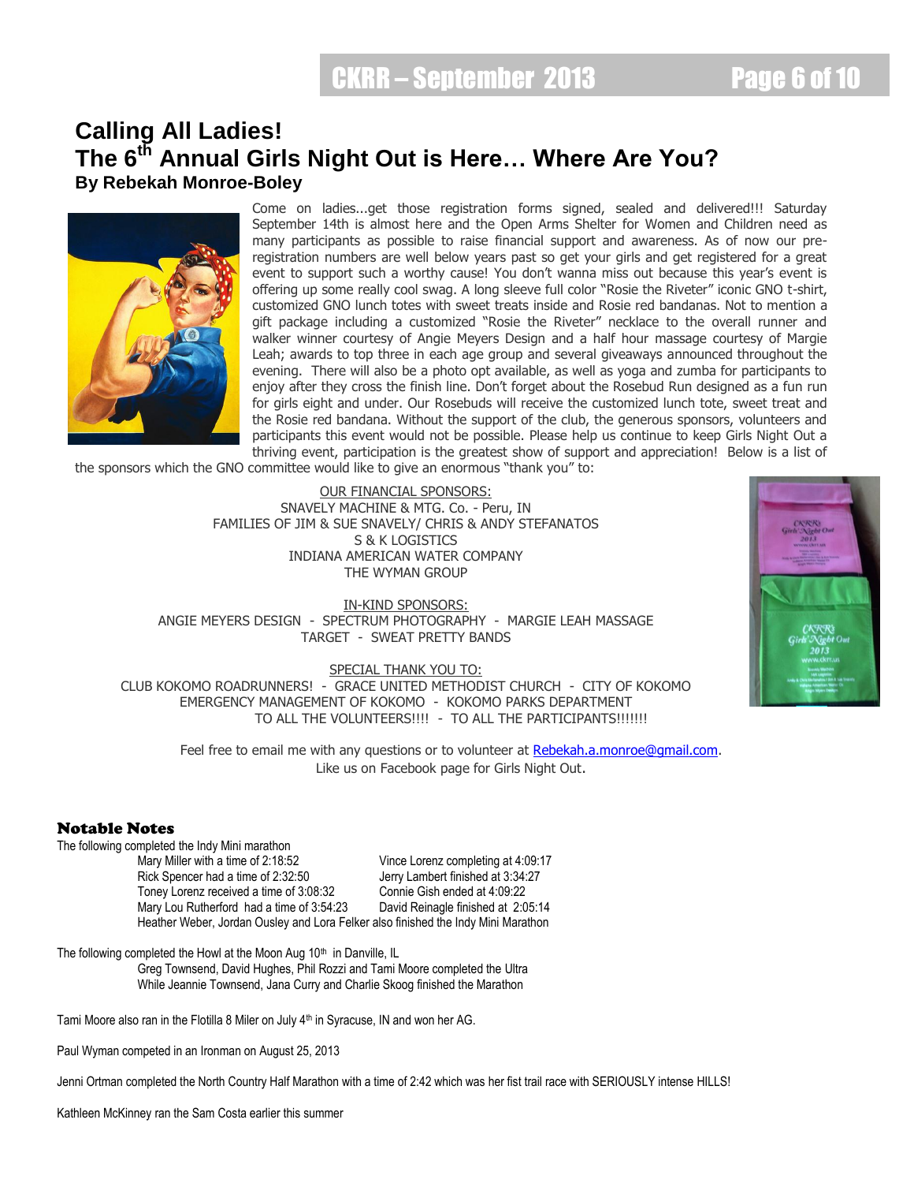# Calling All Ladies!
## The 6th Annual Girls Night Out is Here… Where Are You?

**By Rebekah Monroe-Boley**

Come on ladies...get those registration forms signed, sealed and delivered!!! Saturday September 14th is almost here and the Open Arms Shelter for Women and Children need as many participants as possible to raise financial support and awareness. As of now our pre-registration numbers are well below years past so get your girls and get registered for a great event to support such a worthy cause! You don't wanna miss out because this year's event is offering up some really cool swag. A long sleeve full color "Rosie the Riveter" iconic GNO t-shirt, customized GNO lunch totes with sweet treats inside and Rosie red bandanas. Not to mention a gift package including a customized "Rosie the Riveter" necklace to the overall runner and walker winner courtesy of Angie Meyers Design and a half hour massage courtesy of Margie Leah; awards to top three in each age group and several giveaways announced throughout the evening. There will also be a photo opt available, as well as yoga and zumba for participants to enjoy after they cross the finish line. Don't forget about the Rosebud Run designed as a fun run for girls eight and under. Our Rosebuds will receive the customized lunch tote, sweet treat and the Rosie red bandana. Without the support of the club, the generous sponsors, volunteers and participants this event would not be possible. Please help us continue to keep Girls Night Out a thriving event, participation is the greatest show of support and appreciation! Below is a list of the sponsors which the GNO committee would like to give an enormous "thank you" to:

OUR FINANCIAL SPONSORS:
SNAVELY MACHINE & MTG. Co. - Peru, IN
FAMILIES OF JIM & SUE SNAVELY/ CHRIS & ANDY STEFANATOS
S & K LOGISTICS
INDIANA AMERICAN WATER COMPANY
THE WYMAN GROUP

IN-KIND SPONSORS:
ANGIE MEYERS DESIGN - SPECTRUM PHOTOGRAPHY - MARGIE LEAH MASSAGE
TARGET - SWEAT PRETTY BANDS

SPECIAL THANK YOU TO:
CLUB KOKOMO ROADRUNNERS! - GRACE UNITED METHODIST CHURCH - CITY OF KOKOMO
EMERGENCY MANAGEMENT OF KOKOMO - KOKOMO PARKS DEPARTMENT
TO ALL THE VOLUNTEERS!!!! - TO ALL THE PARTICIPANTS!!!!!!!

Feel free to email me with any questions or to volunteer at Rebekah.a.monroe@gmail.com.
Like us on Facebook page for Girls Night Out.

## Notable Notes

The following completed the Indy Mini marathon

- Mary Miller with a time of 2:18:52
- Rick Spencer had a time of 2:32:50
- Toney Lorenz received a time of 3:08:32
- Mary Lou Rutherford had a time of 3:54:23
- Vince Lorenz completing at 4:09:17
- Jerry Lambert finished at 3:34:27
- Connie Gish ended at 4:09:22
- David Reinagle finished at 2:05:14

Heather Weber, Jordan Ousley and Lora Felker also finished the Indy Mini Marathon

The following completed the Howl at the Moon Aug 10th in Danville, IL

Greg Townsend, David Hughes, Phil Rozzi and Tami Moore completed the Ultra
While Jeannie Townsend, Jana Curry and Charlie Skoog finished the Marathon

Tami Moore also ran in the Flotilla 8 Miler on July 4th in Syracuse, IN and won her AG.

Paul Wyman competed in an Ironman on August 25, 2013

Jenni Ortman completed the North Country Half Marathon with a time of 2:42 which was her fist trail race with SERIOUSLY intense HILLS!

Kathleen McKinney ran the Sam Costa earlier this summer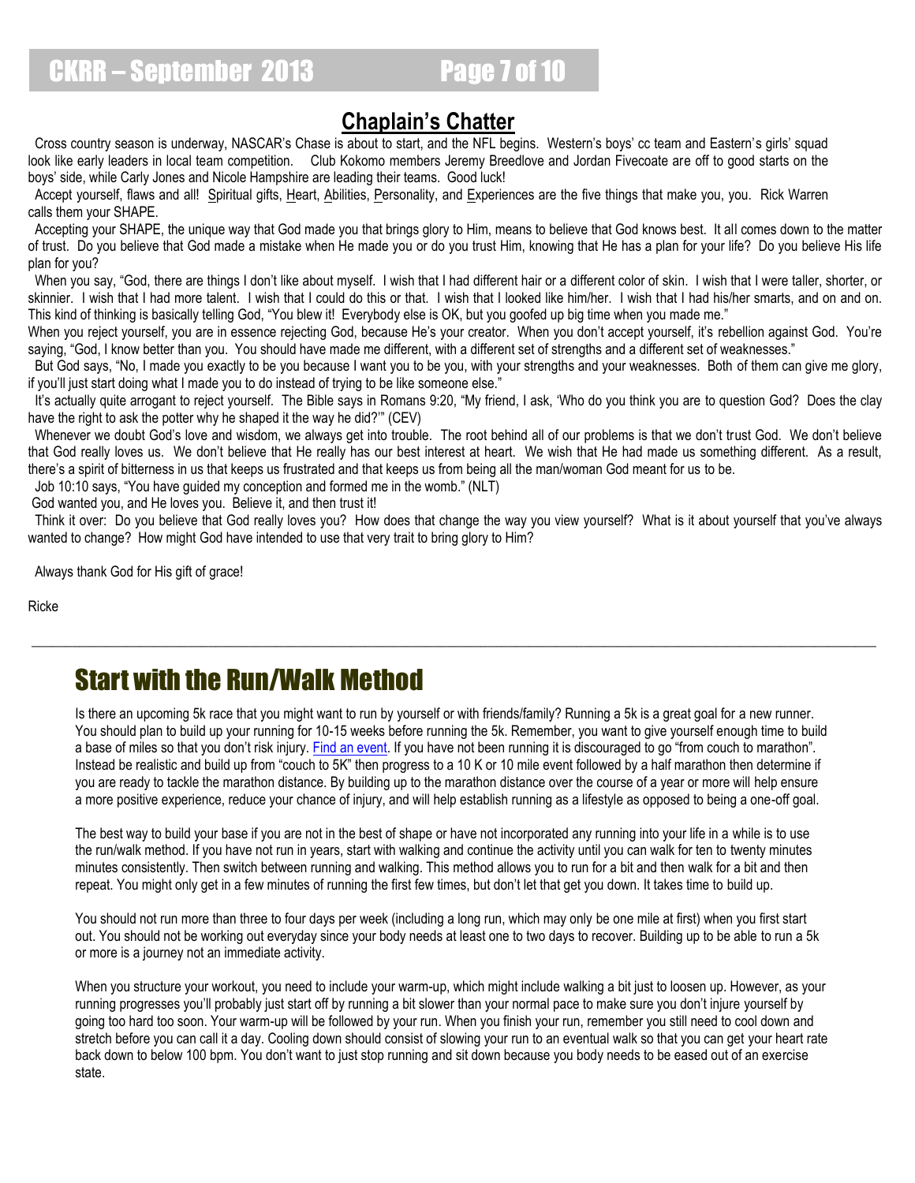## Chaplain's Chatter

Cross country season is underway, NASCAR's Chase is about to start, and the NFL begins. Western's boys' cc team and Eastern's girls' squad look like early leaders in local team competition. Club Kokomo members Jeremy Breedlove and Jordan Fivecoate are off to good starts on the boys' side, while Carly Jones and Nicole Hampshire are leading their teams. Good luck!

Accept yourself, flaws and all! Spiritual gifts, Heart, Abilities, Personality, and Experiences are the five things that make you, you. Rick Warren calls them your SHAPE.

Accepting your SHAPE, the unique way that God made you that brings glory to Him, means to believe that God knows best. It all comes down to the matter of trust. Do you believe that God made a mistake when He made you or do you trust Him, knowing that He has a plan for your life? Do you believe His life plan for you?

When you say, "God, there are things I don't like about myself. I wish that I had different hair or a different color of skin. I wish that I were taller, shorter, or skinnier. I wish that I had more talent. I wish that I could do this or that. I wish that I looked like him/her. I wish that I had his/her smarts, and on and on. This kind of thinking is basically telling God, "You blew it! Everybody else is OK, but you goofed up big time when you made me."

When you reject yourself, you are in essence rejecting God, because He's your creator. When you don't accept yourself, it's rebellion against God. You're saying, "God, I know better than you. You should have made me different, with a different set of strengths and a different set of weaknesses."

But God says, "No, I made you exactly to be you because I want you to be you, with your strengths and your weaknesses. Both of them can give me glory, if you'll just start doing what I made you to do instead of trying to be like someone else."

It's actually quite arrogant to reject yourself. The Bible says in Romans 9:20, "My friend, I ask, 'Who do you think you are to question God? Does the clay have the right to ask the potter why he shaped it the way he did?'" (CEV)

Whenever we doubt God's love and wisdom, we always get into trouble. The root behind all of our problems is that we don't trust God. We don't believe that God really loves us. We don't believe that He really has our best interest at heart. We wish that He had made us something different. As a result, there's a spirit of bitterness in us that keeps us frustrated and that keeps us from being all the man/woman God meant for us to be.

Job 10:10 says, "You have guided my conception and formed me in the womb." (NLT)

God wanted you, and He loves you. Believe it, and then trust it!

Think it over: Do you believe that God really loves you? How does that change the way you view yourself? What is it about yourself that you've always wanted to change? How might God have intended to use that very trait to bring glory to Him?

Always thank God for His gift of grace!

Ricke

---

## Start with the Run/Walk Method

Is there an upcoming 5k race that you might want to run by yourself or with friends/family? Running a 5k is a great goal for a new runner. You should plan to build up your running for 10-15 weeks before running the 5k. Remember, you want to give yourself enough time to build a base of miles so that you don't risk injury. Find an event. If you have not been running it is discouraged to go "from couch to marathon". Instead be realistic and build up from "couch to 5K" then progress to a 10 K or 10 mile event followed by a half marathon then determine if you are ready to tackle the marathon distance. By building up to the marathon distance over the course of a year or more will help ensure a more positive experience, reduce your chance of injury, and will help establish running as a lifestyle as opposed to being a one-off goal.

The best way to build your base if you are not in the best of shape or have not incorporated any running into your life in a while is to use the run/walk method. If you have not run in years, start with walking and continue the activity until you can walk for ten to twenty minutes minutes consistently. Then switch between running and walking. This method allows you to run for a bit and then walk for a bit and then repeat. You might only get in a few minutes of running the first few times, but don't let that get you down. It takes time to build up.

You should not run more than three to four days per week (including a long run, which may only be one mile at first) when you first start out. You should not be working out everyday since your body needs at least one to two days to recover. Building up to be able to run a 5k or more is a journey not an immediate activity.

When you structure your workout, you need to include your warm-up, which might include walking a bit just to loosen up. However, as your running progresses you'll probably just start off by running a bit slower than your normal pace to make sure you don't injure yourself by going too hard too soon. Your warm-up will be followed by your run. When you finish your run, remember you still need to cool down and stretch before you can call it a day. Cooling down should consist of slowing your run to an eventual walk so that you can get your heart rate back down to below 100 bpm. You don't want to just stop running and sit down because you body needs to be eased out of an exercise state.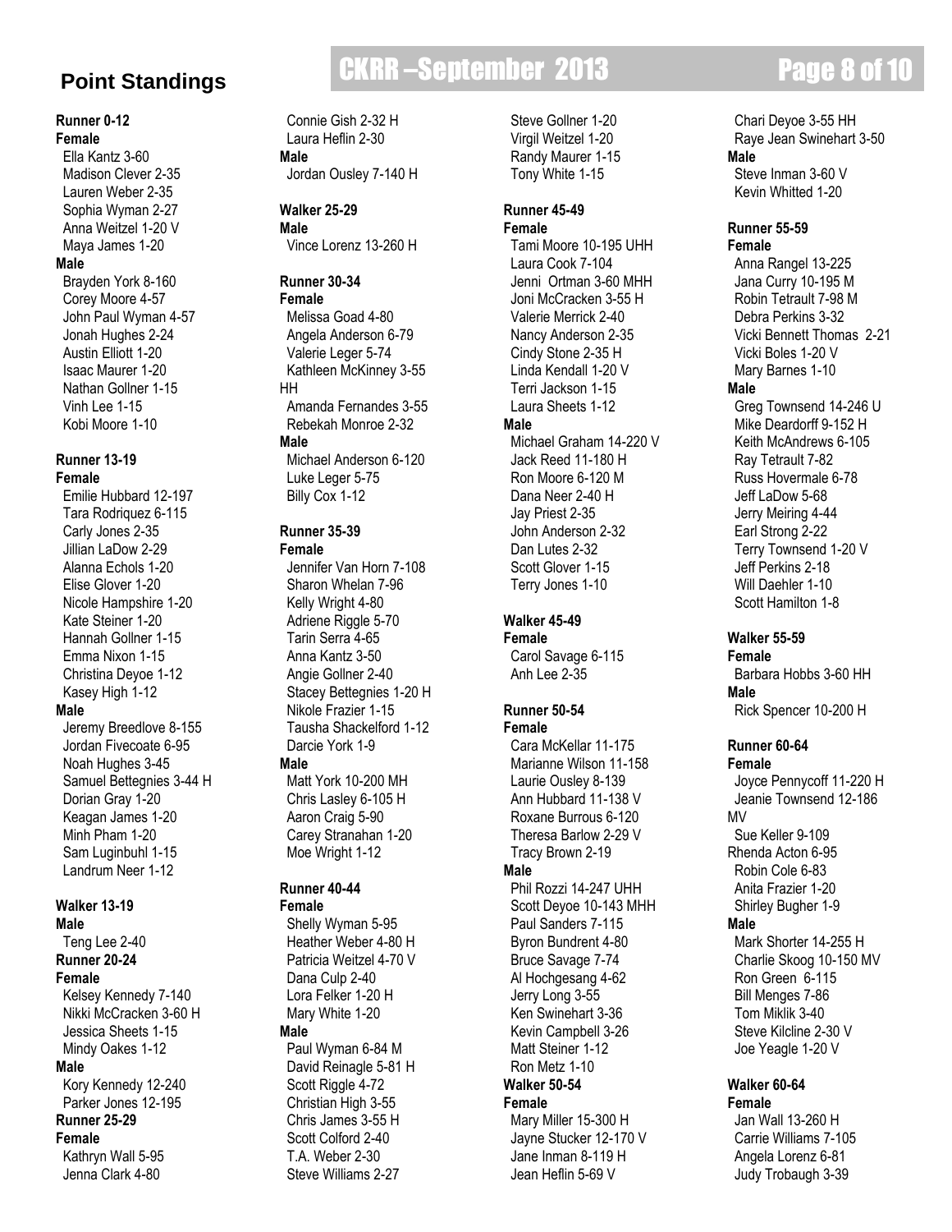# Point Standings

**Runner 0-12**
**Female**
Ella Kantz 3-60
Madison Clever 2-35
Lauren Weber 2-35
Sophia Wyman 2-27
Anna Weitzel 1-20 V
Maya James 1-20
**Male**
Brayden York 8-160
Corey Moore 4-57
John Paul Wyman 4-57
Jonah Hughes 2-24
Austin Elliott 1-20
Isaac Maurer 1-20
Nathan Gollner 1-15
Vinh Lee 1-15
Kobi Moore 1-10

**Runner 13-19**
**Female**
Emilie Hubbard 12-197
Tara Rodriquez 6-115
Carly Jones 2-35
Jillian LaDow 2-29
Alanna Echols 1-20
Elise Glover 1-20
Nicole Hampshire 1-20
Kate Steiner 1-20
Hannah Gollner 1-15
Emma Nixon 1-15
Christina Deyoe 1-12
Kasey High 1-12
**Male**
Jeremy Breedlove 8-155
Jordan Fivecoate 6-95
Noah Hughes 3-45
Samuel Bettegnies 3-44 H
Dorian Gray 1-20
Keagan James 1-20
Minh Pham 1-20
Sam Luginbuhl 1-15
Landrum Neer 1-12

**Walker 13-19**
**Male**
Teng Lee 2-40

**Runner 20-24**
**Female**
Kelsey Kennedy 7-140
Nikki McCracken 3-60 H
Jessica Sheets 1-15
Mindy Oakes 1-12
**Male**
Kory Kennedy 12-240
Parker Jones 12-195

**Runner 25-29**
**Female**
Kathryn Wall 5-95
Jenna Clark 4-80
Connie Gish 2-32 H
Laura Heflin 2-30
**Male**
Jordan Ousley 7-140 H

**Walker 25-29**
**Male**
Vince Lorenz 13-260 H

**Runner 30-34**
**Female**
Melissa Goad 4-80
Angela Anderson 6-79
Valerie Leger 5-74
Kathleen McKinney 3-55 HH
Amanda Fernandes 3-55
Rebekah Monroe 2-32
**Male**
Michael Anderson 6-120
Luke Leger 5-75
Billy Cox 1-12

**Runner 35-39**
**Female**
Jennifer Van Horn 7-108
Sharon Whelan 7-96
Kelly Wright 4-80
Adriene Riggle 5-70
Tarin Serra 4-65
Anna Kantz 3-50
Angie Gollner 2-40
Stacey Bettegnies 1-20 H
Nikole Frazier 1-15
Tausha Shackelford 1-12
Darcie York 1-9
**Male**
Matt York 10-200 MH
Chris Lasley 6-105 H
Aaron Craig 5-90
Carey Stranahan 1-20
Moe Wright 1-12

**Runner 40-44**
**Female**
Shelly Wyman 5-95
Heather Weber 4-80 H
Patricia Weitzel 4-70 V
Dana Culp 2-40
Lora Felker 1-20 H
Mary White 1-20
**Male**
Paul Wyman 6-84 M
David Reinagle 5-81 H
Scott Riggle 4-72
Christian High 3-55
Chris James 3-55 H
Scott Colford 2-40
T.A. Weber 2-30
Steve Williams 2-27
Steve Gollner 1-20
Virgil Weitzel 1-20
Randy Maurer 1-15
Tony White 1-15

**Runner 45-49**
**Female**
Tami Moore 10-195 UHH
Laura Cook 7-104
Jenni Ortman 3-60 MHH
Joni McCracken 3-55 H
Valerie Merrick 2-40
Nancy Anderson 2-35
Cindy Stone 2-35 H
Linda Kendall 1-20 V
Terri Jackson 1-15
Laura Sheets 1-12
**Male**
Michael Graham 14-220 V
Jack Reed 11-180 H
Ron Moore 6-120 M
Dana Neer 2-40 H
Jay Priest 2-35
John Anderson 2-32
Dan Lutes 2-32
Scott Glover 1-15
Terry Jones 1-10

**Walker 45-49**
**Female**
Carol Savage 6-115
Anh Lee 2-35

**Runner 50-54**
**Female**
Cara McKellar 11-175
Marianne Wilson 11-158
Laurie Ousley 8-139
Ann Hubbard 11-138 V
Roxane Burrous 6-120
Theresa Barlow 2-29 V
Tracy Brown 2-19
**Male**
Phil Rozzi 14-247 UHH
Scott Deyoe 10-143 MHH
Paul Sanders 7-115
Byron Bundrent 4-80
Bruce Savage 7-74
Al Hochgesang 4-62
Jerry Long 3-55
Ken Swinehart 3-36
Kevin Campbell 3-26
Matt Steiner 1-12
Ron Metz 1-10

**Walker 50-54**
**Female**
Mary Miller 15-300 H
Jayne Stucker 12-170 V
Jane Inman 8-119 H
Jean Heflin 5-69 V
Chari Deyoe 3-55 HH
Raye Jean Swinehart 3-50
**Male**
Steve Inman 3-60 V
Kevin Whitted 1-20

**Runner 55-59**
**Female**
Anna Rangel 13-225
Jana Curry 10-195 M
Robin Tetrault 7-98 M
Debra Perkins 3-32
Vicki Bennett Thomas 2-21
Vicki Boles 1-20 V
Mary Barnes 1-10
**Male**
Greg Townsend 14-246 U
Mike Deardorff 9-152 H
Keith McAndrews 6-105
Ray Tetrault 7-82
Russ Hovermale 6-78
Jeff LaDow 5-68
Jerry Meiring 4-44
Earl Strong 2-22
Terry Townsend 1-20 V
Jeff Perkins 2-18
Will Daehler 1-10
Scott Hamilton 1-8

**Walker 55-59**
**Female**
Barbara Hobbs 3-60 HH
**Male**
Rick Spencer 10-200 H

**Runner 60-64**
**Female**
Joyce Pennycoff 11-220 H
Jeanie Townsend 12-186 MV
Sue Keller 9-109
Rhenda Acton 6-95
Robin Cole 6-83
Anita Frazier 1-20
Shirley Bugher 1-9
**Male**
Mark Shorter 14-255 H
Charlie Skoog 10-150 MV
Ron Green 6-115
Bill Menges 7-86
Tom Miklik 3-40
Steve Kilcline 2-30 V
Joe Yeagle 1-20 V

**Walker 60-64**
**Female**
Jan Wall 13-260 H
Carrie Williams 7-105
Angela Lorenz 6-81
Judy Trobaugh 3-39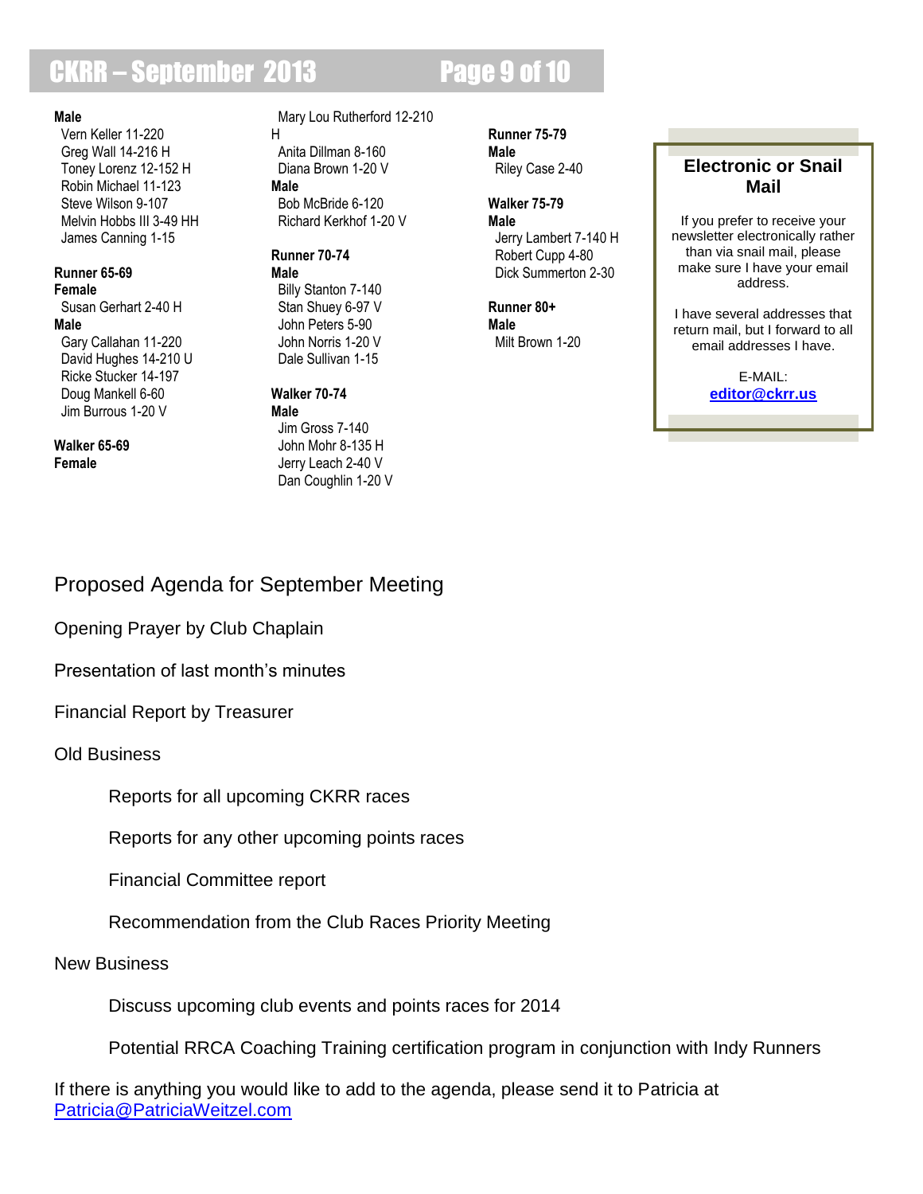**Male**

Vern Keller 11-220
Greg Wall 14-216 H
Toney Lorenz 12-152 H
Robin Michael 11-123
Steve Wilson 9-107
Melvin Hobbs III 3-49 HH
James Canning 1-15

**Runner 65-69**

**Female**

Susan Gerhart 2-40 H

**Male**

Gary Callahan 11-220
David Hughes 14-210 U
Ricke Stucker 14-197
Doug Mankell 6-60
Jim Burrous 1-20 V

**Walker 65-69**

**Female**

Mary Lou Rutherford 12-210 H
Anita Dillman 8-160
Diana Brown 1-20 V

**Male**

Bob McBride 6-120
Richard Kerkhof 1-20 V

**Runner 70-74**

**Male**

Billy Stanton 7-140
Stan Shuey 6-97 V
John Peters 5-90
John Norris 1-20 V
Dale Sullivan 1-15

**Walker 70-74**

**Male**

Jim Gross 7-140
John Mohr 8-135 H
Jerry Leach 2-40 V
Dan Coughlin 1-20 V

**Runner 75-79**

**Male**

Riley Case 2-40

**Walker 75-79**

**Male**

Jerry Lambert 7-140 H
Robert Cupp 4-80
Dick Summerton 2-30

**Runner 80+**

**Male**

Milt Brown 1-20

**Electronic or Snail Mail**

If you prefer to receive your newsletter electronically rather than via snail mail, please make sure I have your email address.

I have several addresses that return mail, but I forward to all email addresses I have.

E-MAIL:
**editor@ckrr.us**

## Proposed Agenda for September Meeting

Opening Prayer by Club Chaplain

Presentation of last month's minutes

Financial Report by Treasurer

Old Business

- Reports for all upcoming CKRR races
- Reports for any other upcoming points races
- Financial Committee report
- Recommendation from the Club Races Priority Meeting

New Business

- Discuss upcoming club events and points races for 2014
- Potential RRCA Coaching Training certification program in conjunction with Indy Runners

If there is anything you would like to add to the agenda, please send it to Patricia at Patricia@PatriciaWeitzel.com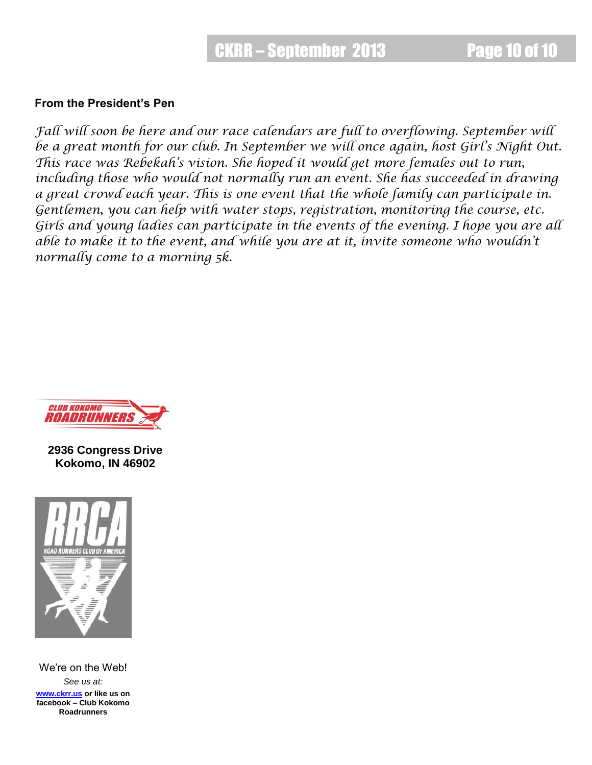### From the President's Pen

*Fall will soon be here and our race calendars are full to overflowing. September will be a great month for our club. In September we will once again, host Girl's Night Out. This race was Rebekah's vision. She hoped it would get more females out to run, including those who would not normally run an event. She has succeeded in drawing a great crowd each year. This is one event that the whole family can participate in. Gentlemen, you can help with water stops, registration, monitoring the course, etc. Girls and young ladies can participate in the events of the evening. I hope you are all able to make it to the event, and while you are at it, invite someone who wouldn't normally come to a morning 5k.*

CLUB KOKOMO ROADRUNNERS

**2936 Congress Drive**
**Kokomo, IN 46902**

RRCA
ROAD RUNNERS CLUB OF AMERICA

We're on the Web!

*See us at:*

**[www.ckrr.us](http://www.ckrr.us) or like us on facebook – Club Kokomo Roadrunners**